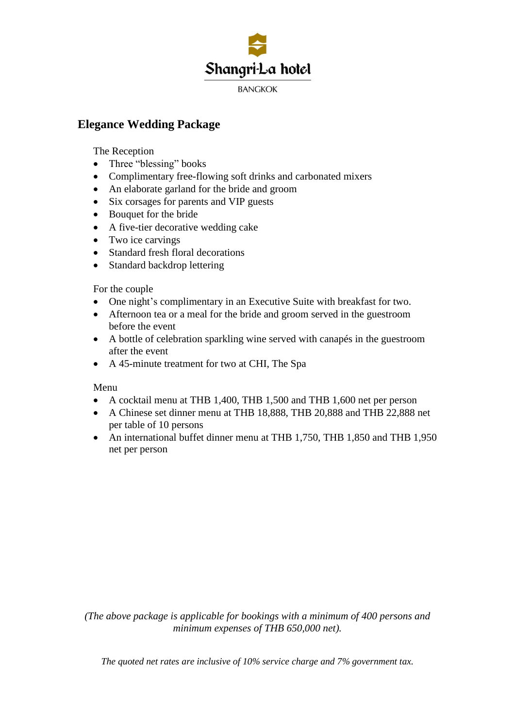Shangri-La hotel

BANGKOK

## Elegance Wedding Package

The Reception

- Three "blessing" books
- Complimentary free-flowing soft drinks and carbonated mixers
- An elaborate garland for the bride and groom
- Six corsages for parents and VIP guests
- Bouquet for the bride
- A five-tier decorative wedding cake
- Two ice carvings
- Standard fresh floral decorations
- Standard backdrop lettering

For the couple

- One night's complimentary in an Executive Suite with breakfast for two.
- Afternoon tea or a meal for the bride and groom served in the guestroom before the event
- A bottle of celebration sparkling wine served with canapés in the guestroom after the event
- A 45-minute treatment for two at CHI, The Spa

Menu

- A cocktail menu at THB 1,400, THB 1,500 and THB 1,600 net per person
- A Chinese set dinner menu at THB 18,888, THB 20,888 and THB 22,888 net per table of 10 persons
- An international buffet dinner menu at THB 1,750, THB 1,850 and THB 1,950 net per person

*(The above package is applicable for bookings with a minimum of 400 persons and minimum expenses of THB 650,000 net).*

*The quoted net rates are inclusive of 10% service charge and 7% government tax.*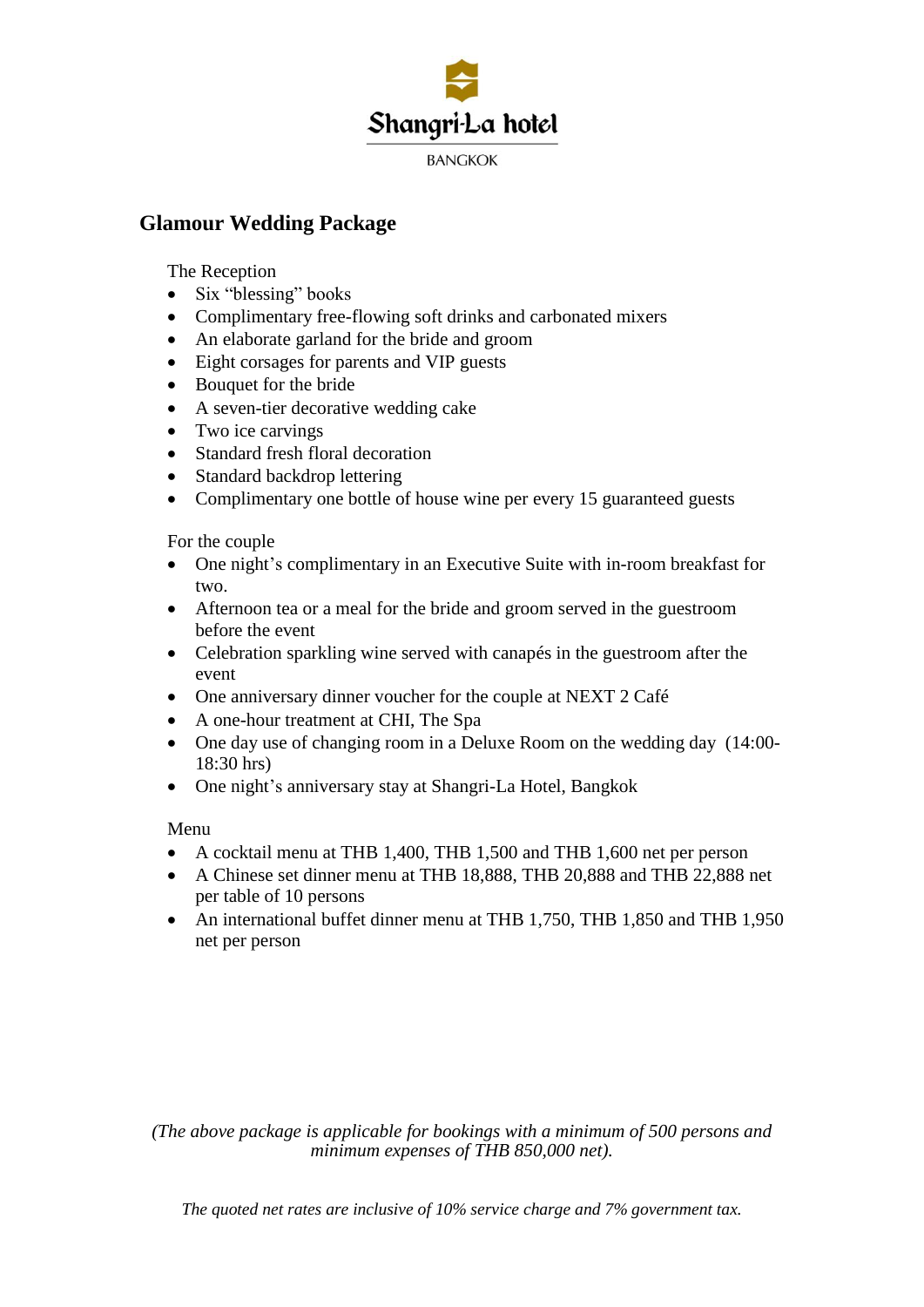Shangri-La hotel

BANGKOK

## Glamour Wedding Package

The Reception

- Six "blessing" books
- Complimentary free-flowing soft drinks and carbonated mixers
- An elaborate garland for the bride and groom
- Eight corsages for parents and VIP guests
- Bouquet for the bride
- A seven-tier decorative wedding cake
- Two ice carvings
- Standard fresh floral decoration
- Standard backdrop lettering
- Complimentary one bottle of house wine per every 15 guaranteed guests

For the couple

- One night's complimentary in an Executive Suite with in-room breakfast for two.
- Afternoon tea or a meal for the bride and groom served in the guestroom before the event
- Celebration sparkling wine served with canapés in the guestroom after the event
- One anniversary dinner voucher for the couple at NEXT 2 Café
- A one-hour treatment at CHI, The Spa
- One day use of changing room in a Deluxe Room on the wedding day (14:00-18:30 hrs)
- One night's anniversary stay at Shangri-La Hotel, Bangkok

Menu

- A cocktail menu at THB 1,400, THB 1,500 and THB 1,600 net per person
- A Chinese set dinner menu at THB 18,888, THB 20,888 and THB 22,888 net per table of 10 persons
- An international buffet dinner menu at THB 1,750, THB 1,850 and THB 1,950 net per person

*(The above package is applicable for bookings with a minimum of 500 persons and minimum expenses of THB 850,000 net).*

*The quoted net rates are inclusive of 10% service charge and 7% government tax.*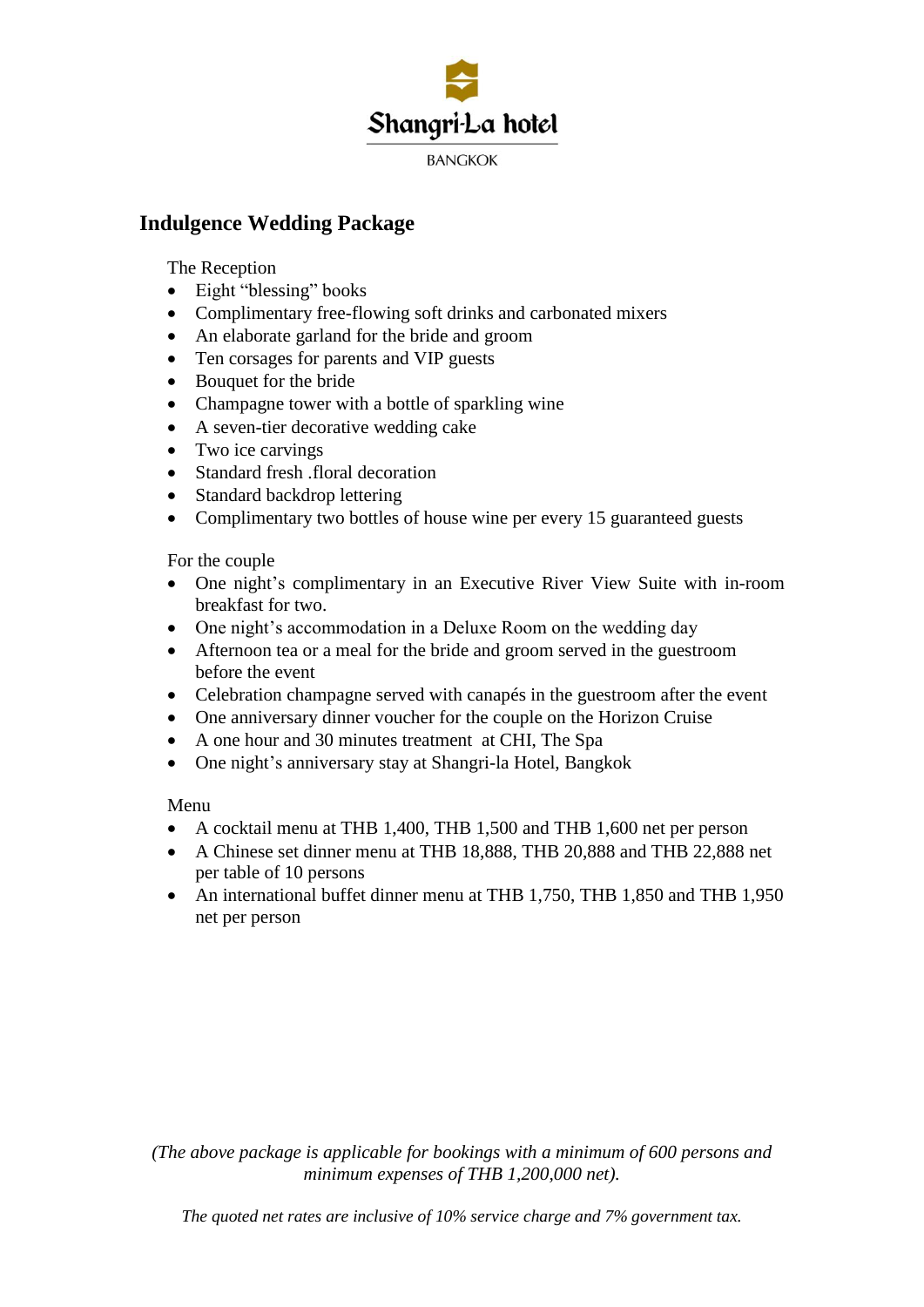Shangri-La hotel

BANGKOK

## Indulgence Wedding Package

The Reception

- Eight "blessing" books
- Complimentary free-flowing soft drinks and carbonated mixers
- An elaborate garland for the bride and groom
- Ten corsages for parents and VIP guests
- Bouquet for the bride
- Champagne tower with a bottle of sparkling wine
- A seven-tier decorative wedding cake
- Two ice carvings
- Standard fresh .floral decoration
- Standard backdrop lettering
- Complimentary two bottles of house wine per every 15 guaranteed guests

For the couple

- One night's complimentary in an Executive River View Suite with in-room breakfast for two.
- One night's accommodation in a Deluxe Room on the wedding day
- Afternoon tea or a meal for the bride and groom served in the guestroom before the event
- Celebration champagne served with canapés in the guestroom after the event
- One anniversary dinner voucher for the couple on the Horizon Cruise
- A one hour and 30 minutes treatment at CHI, The Spa
- One night's anniversary stay at Shangri-la Hotel, Bangkok

Menu

- A cocktail menu at THB 1,400, THB 1,500 and THB 1,600 net per person
- A Chinese set dinner menu at THB 18,888, THB 20,888 and THB 22,888 net per table of 10 persons
- An international buffet dinner menu at THB 1,750, THB 1,850 and THB 1,950 net per person

*(The above package is applicable for bookings with a minimum of 600 persons and minimum expenses of THB 1,200,000 net).*

*The quoted net rates are inclusive of 10% service charge and 7% government tax.*